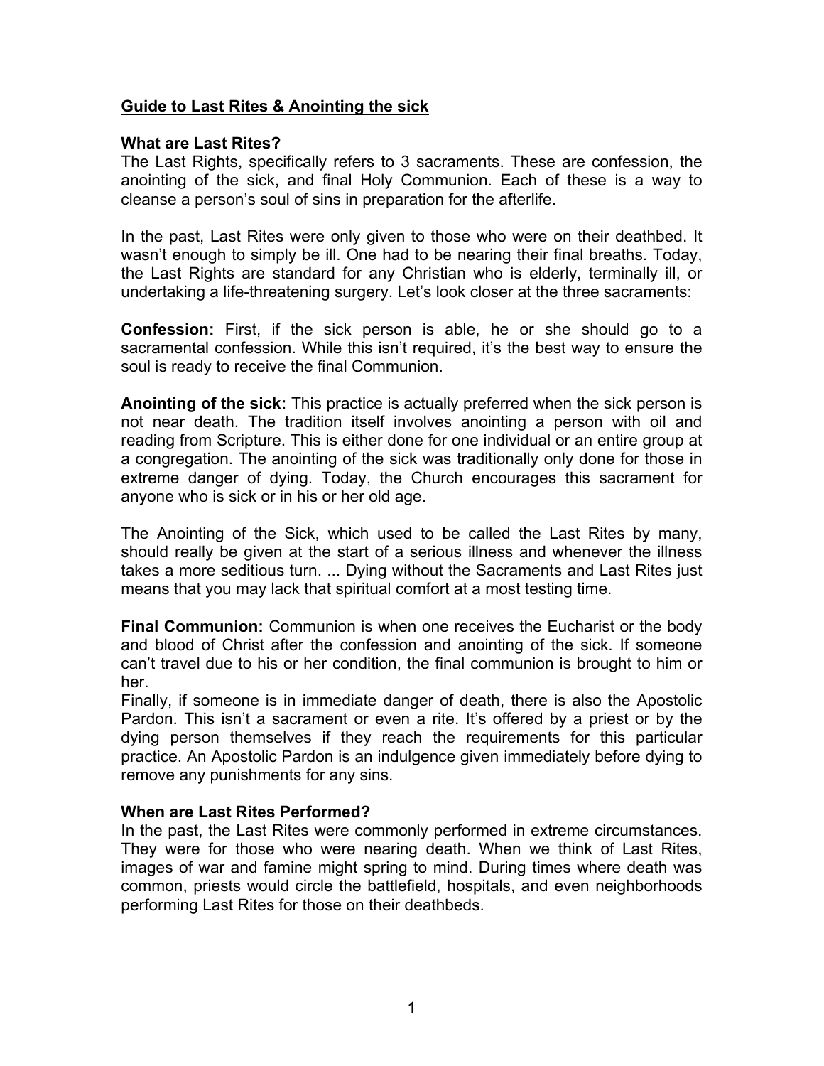**Guide to Last Rites & Anointing the sick**

**What are Last Rites?**

The Last Rights, specifically refers to 3 sacraments. These are confession, the anointing of the sick, and final Holy Communion. Each of these is a way to cleanse a person's soul of sins in preparation for the afterlife.

In the past, Last Rites were only given to those who were on their deathbed. It wasn't enough to simply be ill. One had to be nearing their final breaths. Today, the Last Rights are standard for any Christian who is elderly, terminally ill, or undertaking a life-threatening surgery. Let's look closer at the three sacraments:

**Confession:** First, if the sick person is able, he or she should go to a sacramental confession. While this isn't required, it's the best way to ensure the soul is ready to receive the final Communion.

**Anointing of the sick:** This practice is actually preferred when the sick person is not near death. The tradition itself involves anointing a person with oil and reading from Scripture. This is either done for one individual or an entire group at a congregation. The anointing of the sick was traditionally only done for those in extreme danger of dying. Today, the Church encourages this sacrament for anyone who is sick or in his or her old age.

The Anointing of the Sick, which used to be called the Last Rites by many, should really be given at the start of a serious illness and whenever the illness takes a more seditious turn. ... Dying without the Sacraments and Last Rites just means that you may lack that spiritual comfort at a most testing time.

**Final Communion:** Communion is when one receives the Eucharist or the body and blood of Christ after the confession and anointing of the sick. If someone can't travel due to his or her condition, the final communion is brought to him or her.

Finally, if someone is in immediate danger of death, there is also the Apostolic Pardon. This isn't a sacrament or even a rite. It's offered by a priest or by the dying person themselves if they reach the requirements for this particular practice. An Apostolic Pardon is an indulgence given immediately before dying to remove any punishments for any sins.

**When are Last Rites Performed?**

In the past, the Last Rites were commonly performed in extreme circumstances. They were for those who were nearing death. When we think of Last Rites, images of war and famine might spring to mind. During times where death was common, priests would circle the battlefield, hospitals, and even neighborhoods performing Last Rites for those on their deathbeds.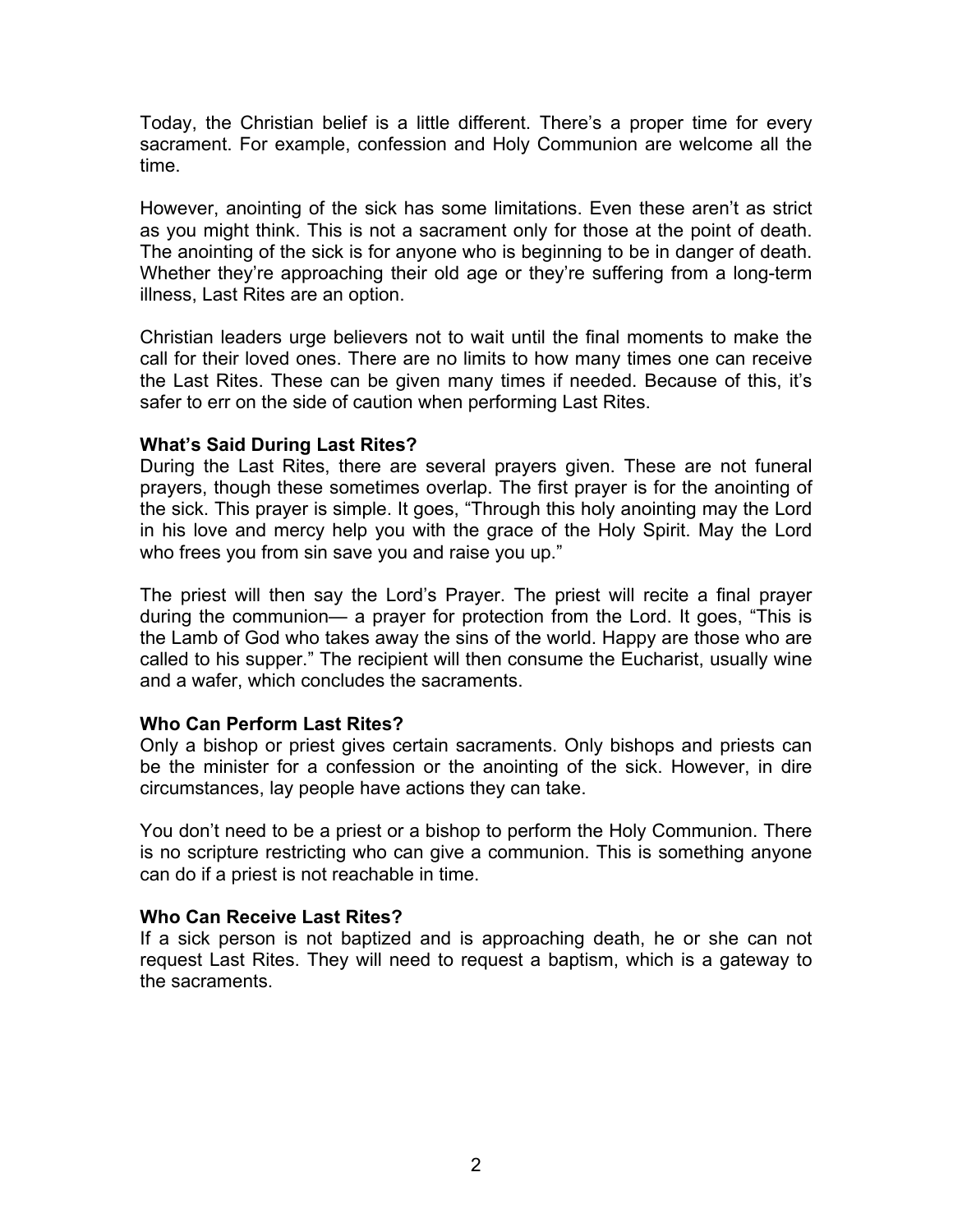Today, the Christian belief is a little different. There's a proper time for every sacrament. For example, confession and Holy Communion are welcome all the time.

However, anointing of the sick has some limitations. Even these aren't as strict as you might think. This is not a sacrament only for those at the point of death. The anointing of the sick is for anyone who is beginning to be in danger of death. Whether they're approaching their old age or they're suffering from a long-term illness, Last Rites are an option.

Christian leaders urge believers not to wait until the final moments to make the call for their loved ones. There are no limits to how many times one can receive the Last Rites. These can be given many times if needed. Because of this, it's safer to err on the side of caution when performing Last Rites.

**What's Said During Last Rites?**

During the Last Rites, there are several prayers given. These are not funeral prayers, though these sometimes overlap. The first prayer is for the anointing of the sick. This prayer is simple. It goes, "Through this holy anointing may the Lord in his love and mercy help you with the grace of the Holy Spirit. May the Lord who frees you from sin save you and raise you up."

The priest will then say the Lord's Prayer. The priest will recite a final prayer during the communion— a prayer for protection from the Lord. It goes, "This is the Lamb of God who takes away the sins of the world. Happy are those who are called to his supper." The recipient will then consume the Eucharist, usually wine and a wafer, which concludes the sacraments.

**Who Can Perform Last Rites?**

Only a bishop or priest gives certain sacraments. Only bishops and priests can be the minister for a confession or the anointing of the sick. However, in dire circumstances, lay people have actions they can take.

You don't need to be a priest or a bishop to perform the Holy Communion. There is no scripture restricting who can give a communion. This is something anyone can do if a priest is not reachable in time.

**Who Can Receive Last Rites?**

If a sick person is not baptized and is approaching death, he or she can not request Last Rites. They will need to request a baptism, which is a gateway to the sacraments.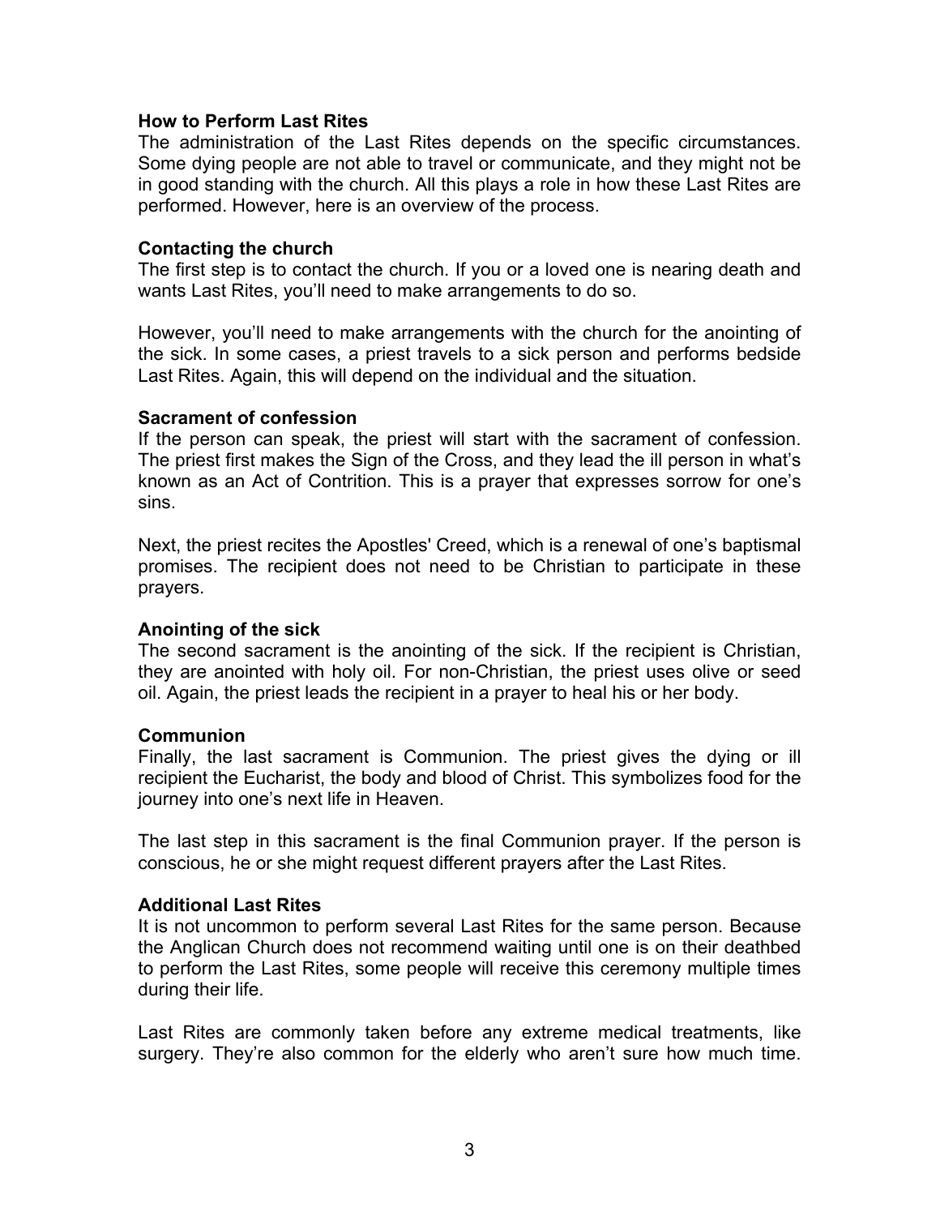### How to Perform Last Rites

The administration of the Last Rites depends on the specific circumstances. Some dying people are not able to travel or communicate, and they might not be in good standing with the church. All this plays a role in how these Last Rites are performed. However, here is an overview of the process.

### Contacting the church

The first step is to contact the church. If you or a loved one is nearing death and wants Last Rites, you'll need to make arrangements to do so.

However, you'll need to make arrangements with the church for the anointing of the sick. In some cases, a priest travels to a sick person and performs bedside Last Rites. Again, this will depend on the individual and the situation.

### Sacrament of confession

If the person can speak, the priest will start with the sacrament of confession. The priest first makes the Sign of the Cross, and they lead the ill person in what's known as an Act of Contrition. This is a prayer that expresses sorrow for one's sins.

Next, the priest recites the Apostles' Creed, which is a renewal of one's baptismal promises. The recipient does not need to be Christian to participate in these prayers.

### Anointing of the sick

The second sacrament is the anointing of the sick. If the recipient is Christian, they are anointed with holy oil. For non-Christian, the priest uses olive or seed oil. Again, the priest leads the recipient in a prayer to heal his or her body.

### Communion

Finally, the last sacrament is Communion. The priest gives the dying or ill recipient the Eucharist, the body and blood of Christ. This symbolizes food for the journey into one's next life in Heaven.

The last step in this sacrament is the final Communion prayer. If the person is conscious, he or she might request different prayers after the Last Rites.

### Additional Last Rites

It is not uncommon to perform several Last Rites for the same person. Because the Anglican Church does not recommend waiting until one is on their deathbed to perform the Last Rites, some people will receive this ceremony multiple times during their life.

Last Rites are commonly taken before any extreme medical treatments, like surgery. They're also common for the elderly who aren't sure how much time.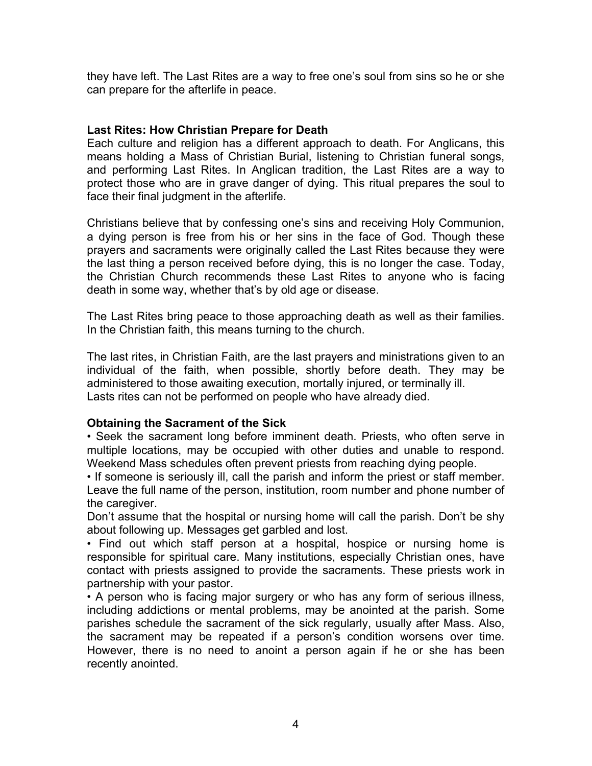they have left. The Last Rites are a way to free one's soul from sins so he or she can prepare for the afterlife in peace.

**Last Rites: How Christian Prepare for Death**

Each culture and religion has a different approach to death. For Anglicans, this means holding a Mass of Christian Burial, listening to Christian funeral songs, and performing Last Rites. In Anglican tradition, the Last Rites are a way to protect those who are in grave danger of dying. This ritual prepares the soul to face their final judgment in the afterlife.

Christians believe that by confessing one's sins and receiving Holy Communion, a dying person is free from his or her sins in the face of God. Though these prayers and sacraments were originally called the Last Rites because they were the last thing a person received before dying, this is no longer the case. Today, the Christian Church recommends these Last Rites to anyone who is facing death in some way, whether that's by old age or disease.

The Last Rites bring peace to those approaching death as well as their families. In the Christian faith, this means turning to the church.

The last rites, in Christian Faith, are the last prayers and ministrations given to an individual of the faith, when possible, shortly before death. They may be administered to those awaiting execution, mortally injured, or terminally ill.
Lasts rites can not be performed on people who have already died.

**Obtaining the Sacrament of the Sick**

• Seek the sacrament long before imminent death. Priests, who often serve in multiple locations, may be occupied with other duties and unable to respond. Weekend Mass schedules often prevent priests from reaching dying people.

• If someone is seriously ill, call the parish and inform the priest or staff member. Leave the full name of the person, institution, room number and phone number of the caregiver.
Don't assume that the hospital or nursing home will call the parish. Don't be shy about following up. Messages get garbled and lost.

• Find out which staff person at a hospital, hospice or nursing home is responsible for spiritual care. Many institutions, especially Christian ones, have contact with priests assigned to provide the sacraments. These priests work in partnership with your pastor.

• A person who is facing major surgery or who has any form of serious illness, including addictions or mental problems, may be anointed at the parish. Some parishes schedule the sacrament of the sick regularly, usually after Mass. Also, the sacrament may be repeated if a person's condition worsens over time. However, there is no need to anoint a person again if he or she has been recently anointed.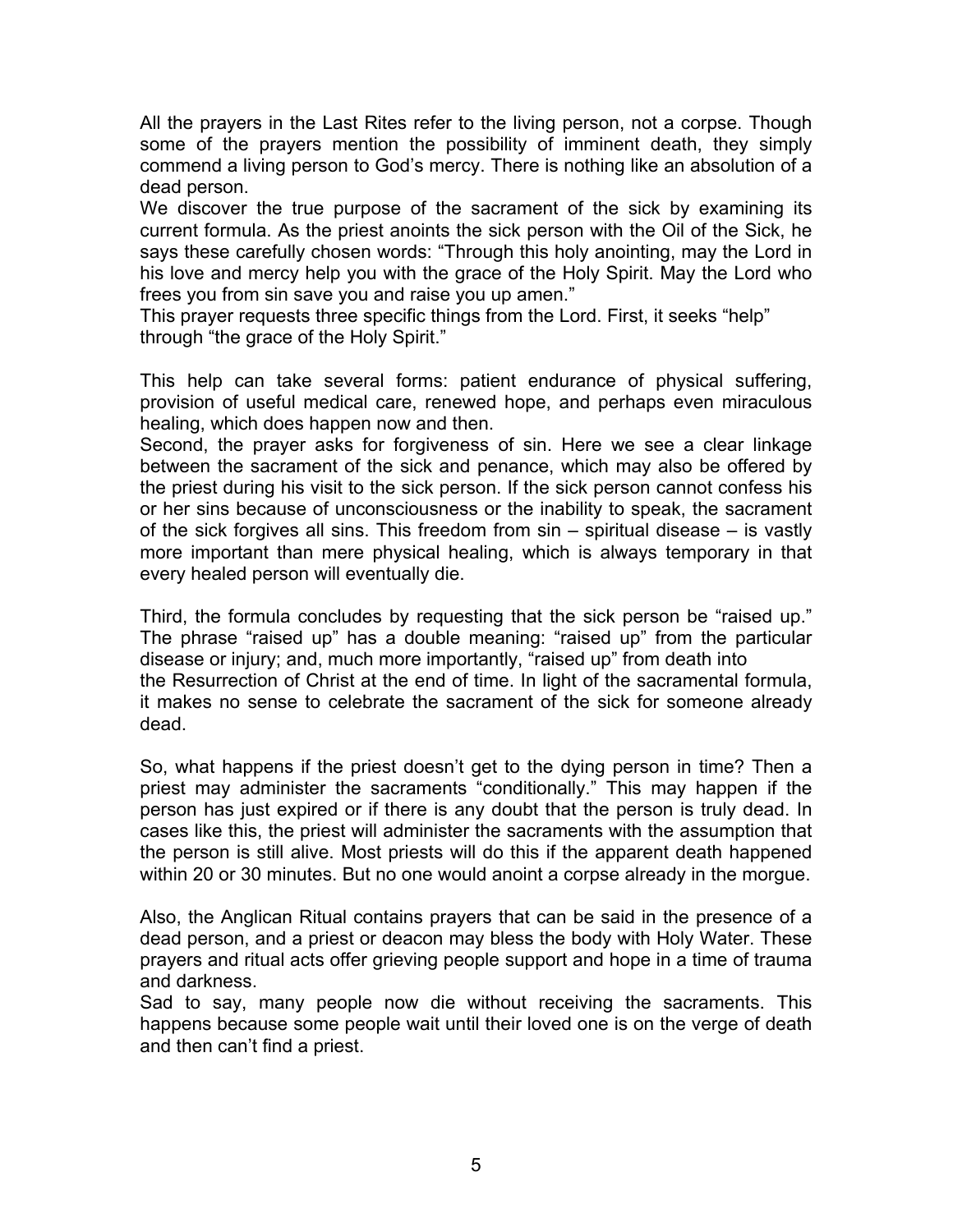All the prayers in the Last Rites refer to the living person, not a corpse. Though some of the prayers mention the possibility of imminent death, they simply commend a living person to God's mercy. There is nothing like an absolution of a dead person.

We discover the true purpose of the sacrament of the sick by examining its current formula. As the priest anoints the sick person with the Oil of the Sick, he says these carefully chosen words: "Through this holy anointing, may the Lord in his love and mercy help you with the grace of the Holy Spirit. May the Lord who frees you from sin save you and raise you up amen."

This prayer requests three specific things from the Lord. First, it seeks "help" through "the grace of the Holy Spirit."

This help can take several forms: patient endurance of physical suffering, provision of useful medical care, renewed hope, and perhaps even miraculous healing, which does happen now and then.

Second, the prayer asks for forgiveness of sin. Here we see a clear linkage between the sacrament of the sick and penance, which may also be offered by the priest during his visit to the sick person. If the sick person cannot confess his or her sins because of unconsciousness or the inability to speak, the sacrament of the sick forgives all sins. This freedom from sin – spiritual disease – is vastly more important than mere physical healing, which is always temporary in that every healed person will eventually die.

Third, the formula concludes by requesting that the sick person be "raised up." The phrase "raised up" has a double meaning: "raised up" from the particular disease or injury; and, much more importantly, "raised up" from death into the Resurrection of Christ at the end of time. In light of the sacramental formula, it makes no sense to celebrate the sacrament of the sick for someone already dead.

So, what happens if the priest doesn't get to the dying person in time? Then a priest may administer the sacraments "conditionally." This may happen if the person has just expired or if there is any doubt that the person is truly dead. In cases like this, the priest will administer the sacraments with the assumption that the person is still alive. Most priests will do this if the apparent death happened within 20 or 30 minutes. But no one would anoint a corpse already in the morgue.

Also, the Anglican Ritual contains prayers that can be said in the presence of a dead person, and a priest or deacon may bless the body with Holy Water. These prayers and ritual acts offer grieving people support and hope in a time of trauma and darkness.

Sad to say, many people now die without receiving the sacraments. This happens because some people wait until their loved one is on the verge of death and then can't find a priest.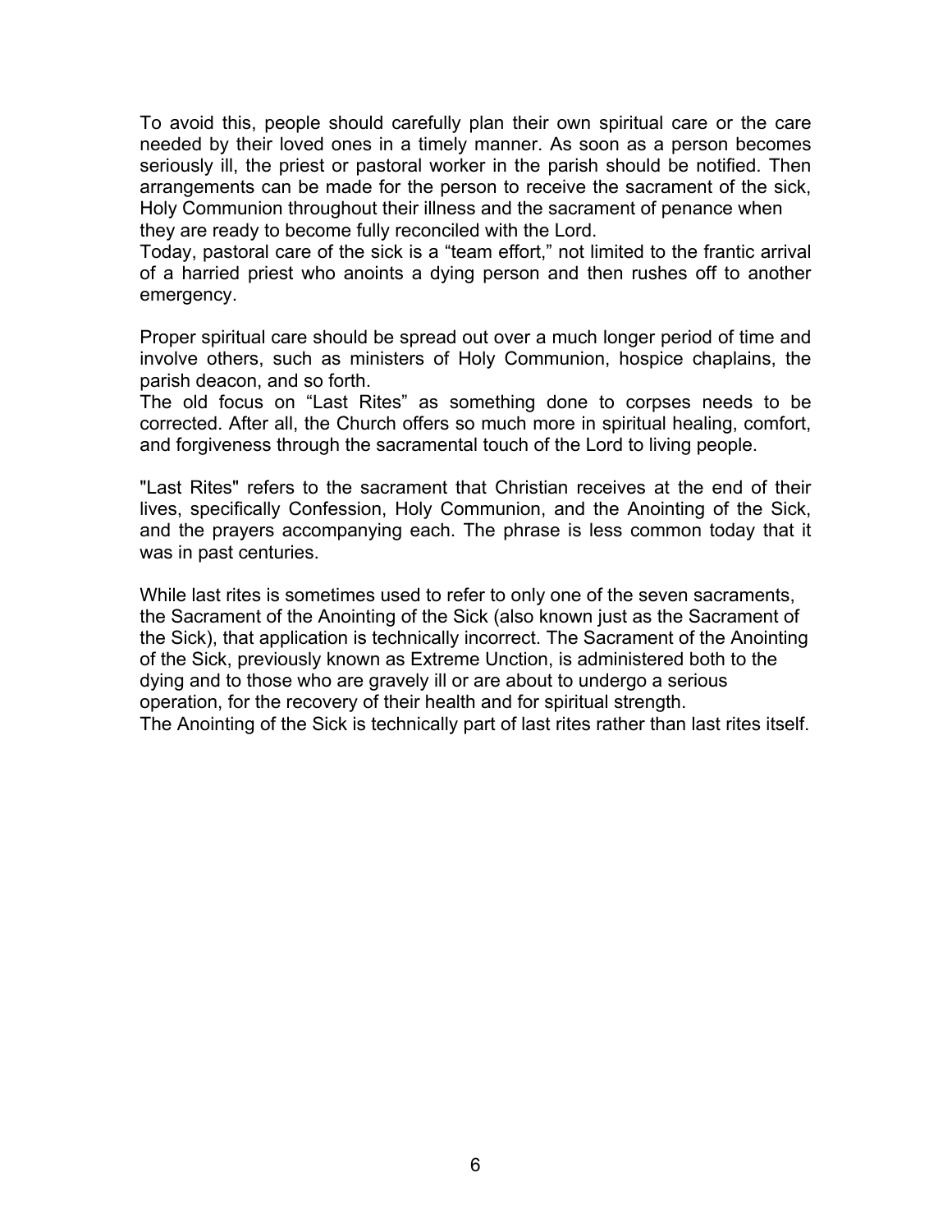To avoid this, people should carefully plan their own spiritual care or the care needed by their loved ones in a timely manner. As soon as a person becomes seriously ill, the priest or pastoral worker in the parish should be notified. Then arrangements can be made for the person to receive the sacrament of the sick, Holy Communion throughout their illness and the sacrament of penance when they are ready to become fully reconciled with the Lord.

Today, pastoral care of the sick is a “team effort,” not limited to the frantic arrival of a harried priest who anoints a dying person and then rushes off to another emergency.

Proper spiritual care should be spread out over a much longer period of time and involve others, such as ministers of Holy Communion, hospice chaplains, the parish deacon, and so forth.

The old focus on “Last Rites” as something done to corpses needs to be corrected. After all, the Church offers so much more in spiritual healing, comfort, and forgiveness through the sacramental touch of the Lord to living people.

"Last Rites" refers to the sacrament that Christian receives at the end of their lives, specifically Confession, Holy Communion, and the Anointing of the Sick, and the prayers accompanying each. The phrase is less common today that it was in past centuries.

While last rites is sometimes used to refer to only one of the seven sacraments, the Sacrament of the Anointing of the Sick (also known just as the Sacrament of the Sick), that application is technically incorrect. The Sacrament of the Anointing of the Sick, previously known as Extreme Unction, is administered both to the dying and to those who are gravely ill or are about to undergo a serious operation, for the recovery of their health and for spiritual strength.

The Anointing of the Sick is technically part of last rites rather than last rites itself.